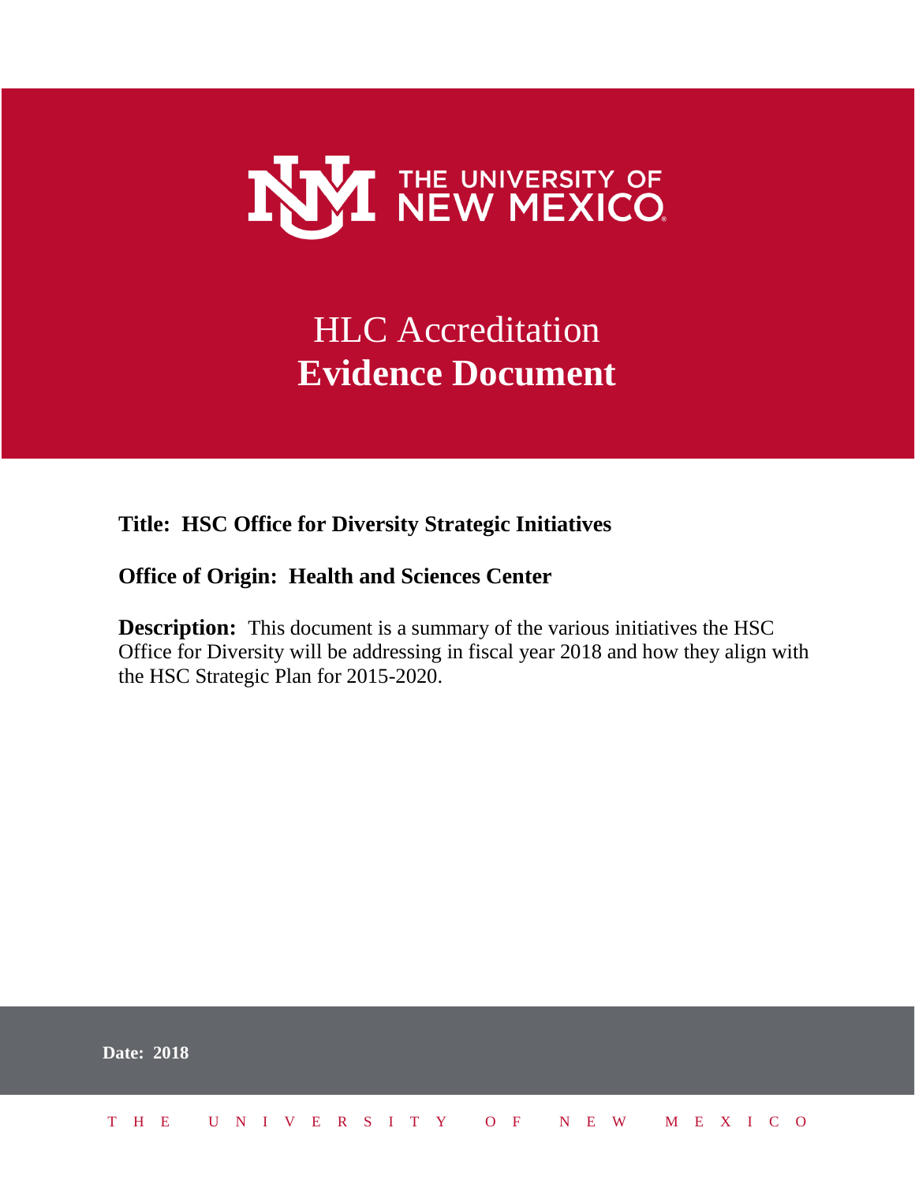THE UNIVERSITY OF NEW MEXICO

# HLC Accreditation
# **Evidence Document**

**Title: HSC Office for Diversity Strategic Initiatives**

**Office of Origin: Health and Sciences Center**

**Description:** This document is a summary of the various initiatives the HSC Office for Diversity will be addressing in fiscal year 2018 and how they align with the HSC Strategic Plan for 2015-2020.

**Date: 2018**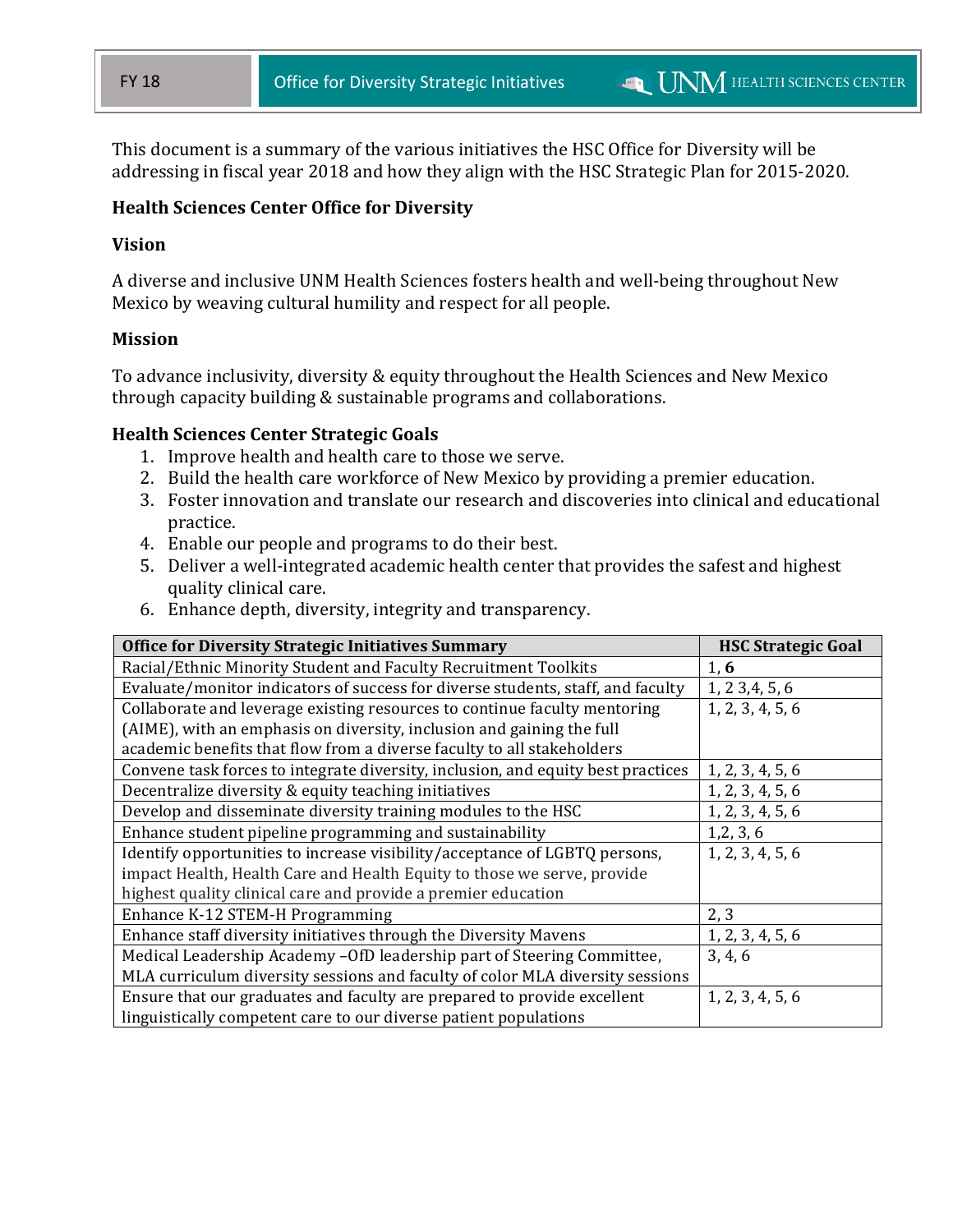This document is a summary of the various initiatives the HSC Office for Diversity will be addressing in fiscal year 2018 and how they align with the HSC Strategic Plan for 2015-2020.

**Health Sciences Center Office for Diversity**

**Vision**

A diverse and inclusive UNM Health Sciences fosters health and well-being throughout New Mexico by weaving cultural humility and respect for all people.

**Mission**

To advance inclusivity, diversity & equity throughout the Health Sciences and New Mexico through capacity building & sustainable programs and collaborations.

**Health Sciences Center Strategic Goals**

1. Improve health and health care to those we serve.
2. Build the health care workforce of New Mexico by providing a premier education.
3. Foster innovation and translate our research and discoveries into clinical and educational practice.
4. Enable our people and programs to do their best.
5. Deliver a well-integrated academic health center that provides the safest and highest quality clinical care.
6. Enhance depth, diversity, integrity and transparency.

| Office for Diversity Strategic Initiatives Summary | HSC Strategic Goal |
|---|---|
| Racial/Ethnic Minority Student and Faculty Recruitment Toolkits | 1, **6** |
| Evaluate/monitor indicators of success for diverse students, staff, and faculty | 1, 2 3,4, 5, 6 |
| Collaborate and leverage existing resources to continue faculty mentoring (AIME), with an emphasis on diversity, inclusion and gaining the full academic benefits that flow from a diverse faculty to all stakeholders | 1, 2, 3, 4, 5, 6 |
| Convene task forces to integrate diversity, inclusion, and equity best practices | 1, 2, 3, 4, 5, 6 |
| Decentralize diversity & equity teaching initiatives | 1, 2, 3, 4, 5, 6 |
| Develop and disseminate diversity training modules to the HSC | 1, 2, 3, 4, 5, 6 |
| Enhance student pipeline programming and sustainability | 1,2, 3, 6 |
| Identify opportunities to increase visibility/acceptance of LGBTQ persons, impact Health, Health Care and Health Equity to those we serve, provide highest quality clinical care and provide a premier education | 1, 2, 3, 4, 5, 6 |
| Enhance K-12 STEM-H Programming | 2, 3 |
| Enhance staff diversity initiatives through the Diversity Mavens | 1, 2, 3, 4, 5, 6 |
| Medical Leadership Academy –OfD leadership part of Steering Committee, MLA curriculum diversity sessions and faculty of color MLA diversity sessions | 3, 4, 6 |
| Ensure that our graduates and faculty are prepared to provide excellent linguistically competent care to our diverse patient populations | 1, 2, 3, 4, 5, 6 |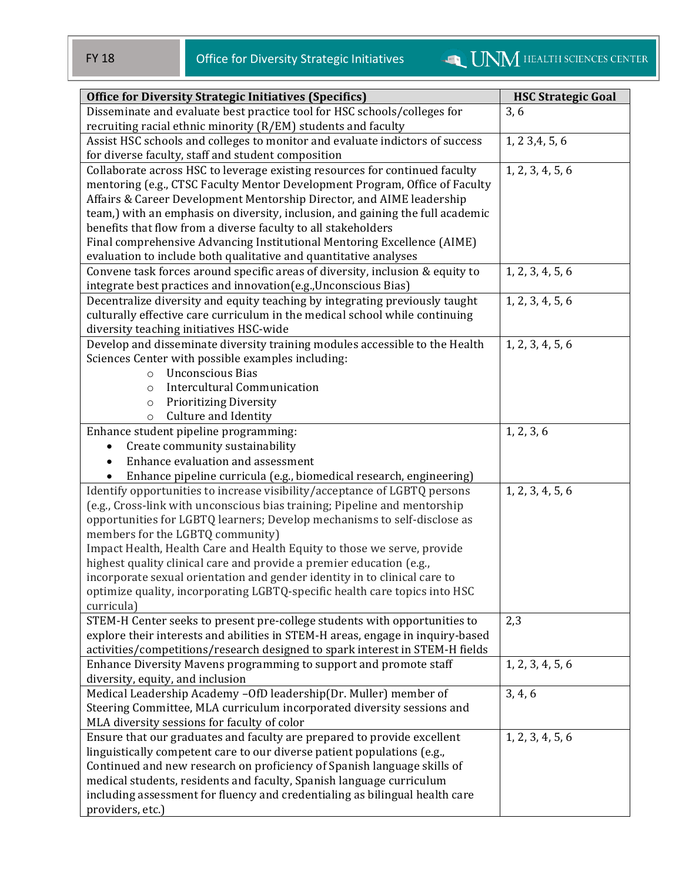| Office for Diversity Strategic Initiatives (Specifics) | HSC Strategic Goal |
|---|---|
| Disseminate and evaluate best practice tool for HSC schools/colleges for recruiting racial ethnic minority (R/EM) students and faculty | 3, 6 |
| Assist HSC schools and colleges to monitor and evaluate indictors of success for diverse faculty, staff and student composition | 1, 2 3,4, 5, 6 |
| Collaborate across HSC to leverage existing resources for continued faculty mentoring (e.g., CTSC Faculty Mentor Development Program, Office of Faculty Affairs & Career Development Mentorship Director, and AIME leadership team,) with an emphasis on diversity, inclusion, and gaining the full academic benefits that flow from a diverse faculty to all stakeholders<br>Final comprehensive Advancing Institutional Mentoring Excellence (AIME) evaluation to include both qualitative and quantitative analyses | 1, 2, 3, 4, 5, 6 |
| Convene task forces around specific areas of diversity, inclusion & equity to integrate best practices and innovation(e.g.,Unconscious Bias) | 1, 2, 3, 4, 5, 6 |
| Decentralize diversity and equity teaching by integrating previously taught culturally effective care curriculum in the medical school while continuing diversity teaching initiatives HSC-wide | 1, 2, 3, 4, 5, 6 |
| Develop and disseminate diversity training modules accessible to the Health Sciences Center with possible examples including:<br>○ Unconscious Bias<br>○ Intercultural Communication<br>○ Prioritizing Diversity<br>○ Culture and Identity | 1, 2, 3, 4, 5, 6 |
| Enhance student pipeline programming:<br>• Create community sustainability<br>• Enhance evaluation and assessment<br>• Enhance pipeline curricula (e.g., biomedical research, engineering) | 1, 2, 3, 6 |
| Identify opportunities to increase visibility/acceptance of LGBTQ persons (e.g., Cross-link with unconscious bias training; Pipeline and mentorship opportunities for LGBTQ learners; Develop mechanisms to self-disclose as members for the LGBTQ community)<br>Impact Health, Health Care and Health Equity to those we serve, provide highest quality clinical care and provide a premier education (e.g., incorporate sexual orientation and gender identity in to clinical care to optimize quality, incorporating LGBTQ-specific health care topics into HSC curricula) | 1, 2, 3, 4, 5, 6 |
| STEM-H Center seeks to present pre-college students with opportunities to explore their interests and abilities in STEM-H areas, engage in inquiry-based activities/competitions/research designed to spark interest in STEM-H fields | 2,3 |
| Enhance Diversity Mavens programming to support and promote staff diversity, equity, and inclusion | 1, 2, 3, 4, 5, 6 |
| Medical Leadership Academy –OfD leadership(Dr. Muller) member of Steering Committee, MLA curriculum incorporated diversity sessions and MLA diversity sessions for faculty of color | 3, 4, 6 |
| Ensure that our graduates and faculty are prepared to provide excellent linguistically competent care to our diverse patient populations (e.g., Continued and new research on proficiency of Spanish language skills of medical students, residents and faculty, Spanish language curriculum including assessment for fluency and credentialing as bilingual health care providers, etc.) | 1, 2, 3, 4, 5, 6 |